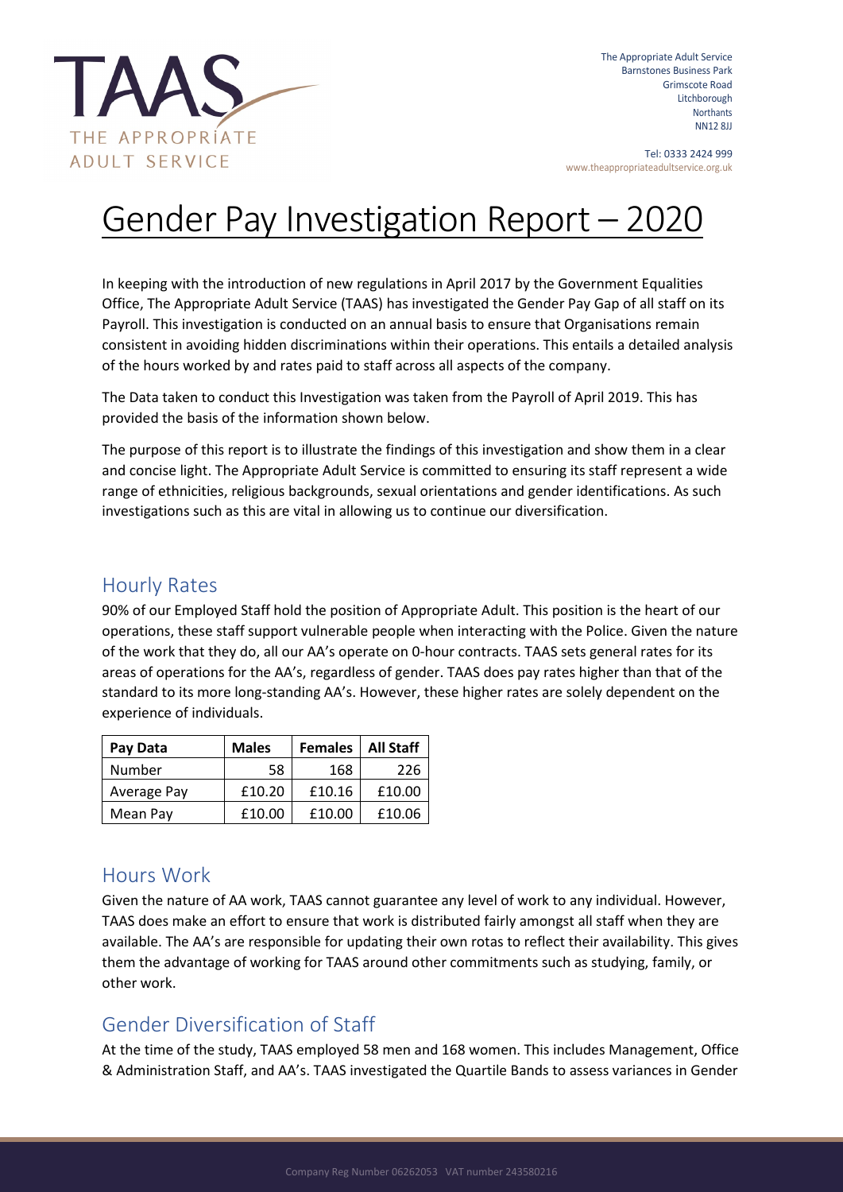The Appropriate Adult Service
Barnstones Business Park
Grimscote Road
Litchborough
Northants
NN12 8JJ

Tel: 0333 2424 999
www.theappropriateadultservice.org.uk

# Gender Pay Investigation Report – 2020

In keeping with the introduction of new regulations in April 2017 by the Government Equalities Office, The Appropriate Adult Service (TAAS) has investigated the Gender Pay Gap of all staff on its Payroll. This investigation is conducted on an annual basis to ensure that Organisations remain consistent in avoiding hidden discriminations within their operations. This entails a detailed analysis of the hours worked by and rates paid to staff across all aspects of the company.

The Data taken to conduct this Investigation was taken from the Payroll of April 2019. This has provided the basis of the information shown below.

The purpose of this report is to illustrate the findings of this investigation and show them in a clear and concise light. The Appropriate Adult Service is committed to ensuring its staff represent a wide range of ethnicities, religious backgrounds, sexual orientations and gender identifications. As such investigations such as this are vital in allowing us to continue our diversification.

## Hourly Rates

90% of our Employed Staff hold the position of Appropriate Adult. This position is the heart of our operations, these staff support vulnerable people when interacting with the Police. Given the nature of the work that they do, all our AA's operate on 0-hour contracts. TAAS sets general rates for its areas of operations for the AA's, regardless of gender. TAAS does pay rates higher than that of the standard to its more long-standing AA's. However, these higher rates are solely dependent on the experience of individuals.

| Pay Data | Males | Females | All Staff |
|---|---|---|---|
| Number | 58 | 168 | 226 |
| Average Pay | £10.20 | £10.16 | £10.00 |
| Mean Pay | £10.00 | £10.00 | £10.06 |

## Hours Work

Given the nature of AA work, TAAS cannot guarantee any level of work to any individual. However, TAAS does make an effort to ensure that work is distributed fairly amongst all staff when they are available. The AA's are responsible for updating their own rotas to reflect their availability. This gives them the advantage of working for TAAS around other commitments such as studying, family, or other work.

## Gender Diversification of Staff

At the time of the study, TAAS employed 58 men and 168 women. This includes Management, Office & Administration Staff, and AA's. TAAS investigated the Quartile Bands to assess variances in Gender

Company Reg Number 06262053 VAT number 243580216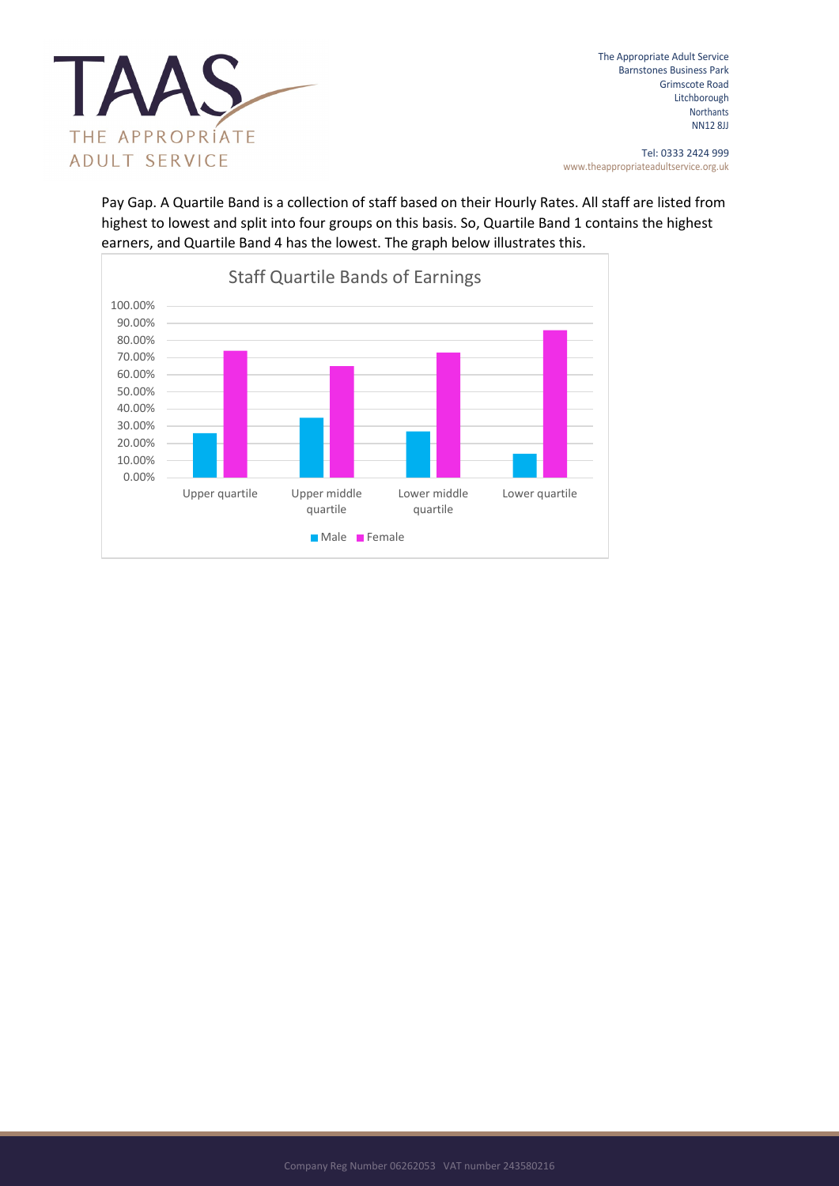Pay Gap. A Quartile Band is a collection of staff based on their Hourly Rates. All staff are listed from highest to lowest and split into four groups on this basis. So, Quartile Band 1 contains the highest earners, and Quartile Band 4 has the lowest. The graph below illustrates this.

Staff Quartile Bands of Earnings

100.00%
90.00%
80.00%
70.00%
60.00%
50.00%
40.00%
30.00%
20.00%
10.00%
0.00%

Upper quartile
Upper middle quartile
Lower middle quartile
Lower quartile

Male
Female